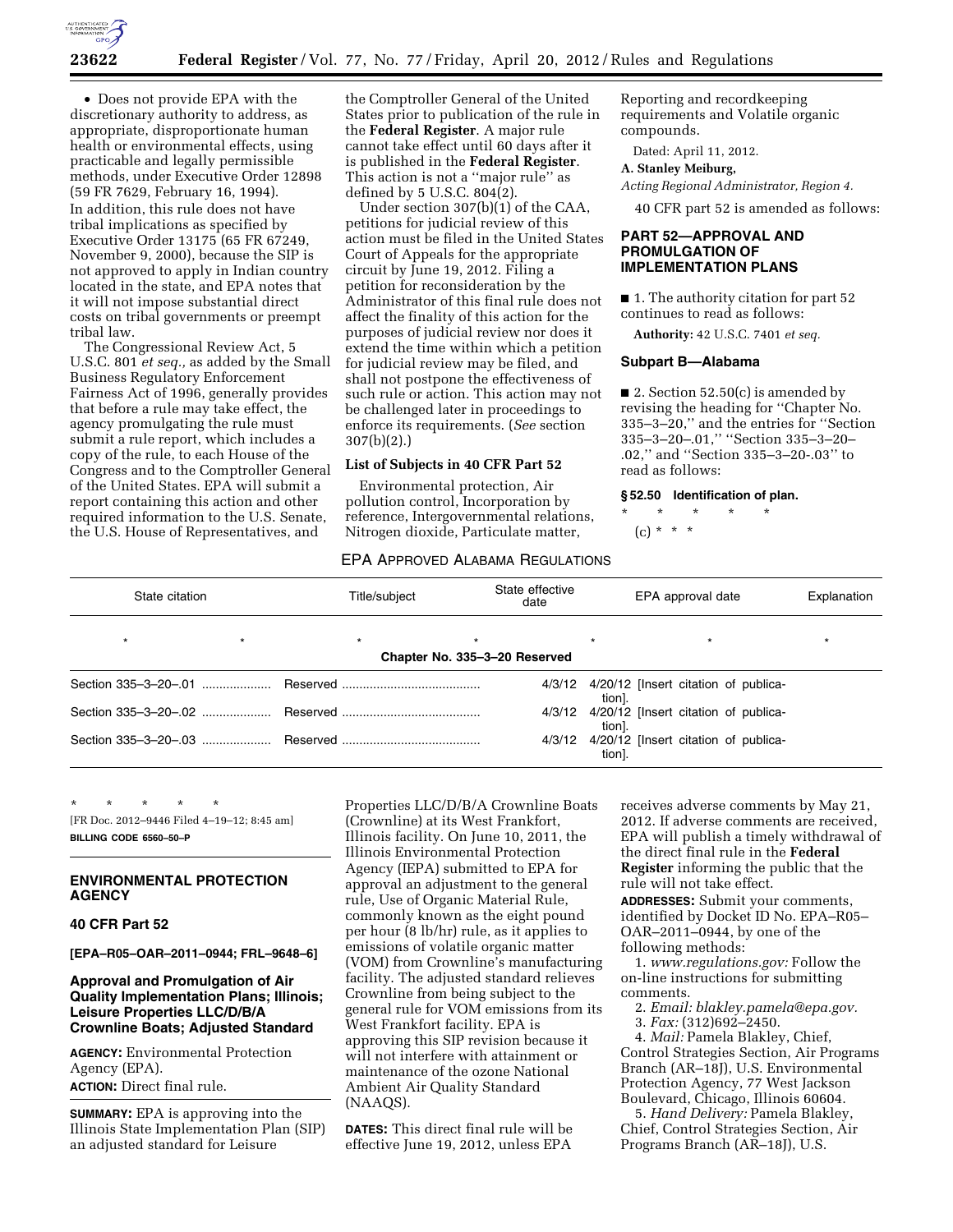• Does not provide EPA with the discretionary authority to address, as appropriate, disproportionate human health or environmental effects, using practicable and legally permissible methods, under Executive Order 12898 (59 FR 7629, February 16, 1994).

In addition, this rule does not have tribal implications as specified by Executive Order 13175 (65 FR 67249, November 9, 2000), because the SIP is not approved to apply in Indian country located in the state, and EPA notes that it will not impose substantial direct costs on tribal governments or preempt tribal law.

The Congressional Review Act, 5 U.S.C. 801 *et seq.,* as added by the Small Business Regulatory Enforcement Fairness Act of 1996, generally provides that before a rule may take effect, the agency promulgating the rule must submit a rule report, which includes a copy of the rule, to each House of the Congress and to the Comptroller General of the United States. EPA will submit a report containing this action and other required information to the U.S. Senate, the U.S. House of Representatives, and the Comptroller General of the United States prior to publication of the rule in the **Federal Register**. A major rule cannot take effect until 60 days after it is published in the **Federal Register**. This action is not a ''major rule'' as defined by 5 U.S.C. 804(2).

Under section 307(b)(1) of the CAA, petitions for judicial review of this action must be filed in the United States Court of Appeals for the appropriate circuit by June 19, 2012. Filing a petition for reconsideration by the Administrator of this final rule does not affect the finality of this action for the purposes of judicial review nor does it extend the time within which a petition for judicial review may be filed, and shall not postpone the effectiveness of such rule or action. This action may not be challenged later in proceedings to enforce its requirements. (*See* section 307(b)(2).)

### List of Subjects in 40 CFR Part 52

Environmental protection, Air pollution control, Incorporation by reference, Intergovernmental relations, Nitrogen dioxide, Particulate matter, Reporting and recordkeeping requirements and Volatile organic compounds.

Dated: April 11, 2012.

**A. Stanley Meiburg,**

*Acting Regional Administrator, Region 4.*

40 CFR part 52 is amended as follows:

## PART 52—APPROVAL AND PROMULGATION OF IMPLEMENTATION PLANS

■ 1. The authority citation for part 52 continues to read as follows:

**Authority:** 42 U.S.C. 7401 *et seq.*

### Subpart B—Alabama

■ 2. Section 52.50(c) is amended by revising the heading for ''Chapter No. 335–3–20,'' and the entries for ''Section 335–3–20–.01,'' ''Section 335–3–20–.02,'' and ''Section 335–3–20-.03'' to read as follows:

### § 52.50 Identification of plan.

\* \* \* \* \*

(c) \* \* \*

EPA APPROVED ALABAMA REGULATIONS

| State citation | Title/subject | State effective date | EPA approval date | Explanation |
|---|---|---|---|---|
| \* \* | \* | \* | \* \* | \* |
| | Chapter No. 335–3–20 Reserved | | | |
| Section 335–3–20–.01 | Reserved | 4/3/12 | 4/20/12 [Insert citation of publication]. | |
| Section 335–3–20–.02 | Reserved | 4/3/12 | 4/20/12 [Insert citation of publication]. | |
| Section 335–3–20–.03 | Reserved | 4/3/12 | 4/20/12 [Insert citation of publication]. | |

\* \* \* \* \*

[FR Doc. 2012–9446 Filed 4–19–12; 8:45 am]

**BILLING CODE 6560–50–P**

---

## ENVIRONMENTAL PROTECTION AGENCY

### 40 CFR Part 52

**[EPA–R05–OAR–2011–0944; FRL–9648–6]**

### Approval and Promulgation of Air Quality Implementation Plans; Illinois; Leisure Properties LLC/D/B/A Crownline Boats; Adjusted Standard

**AGENCY:** Environmental Protection Agency (EPA).

**ACTION:** Direct final rule.

**SUMMARY:** EPA is approving into the Illinois State Implementation Plan (SIP) an adjusted standard for Leisure Properties LLC/D/B/A Crownline Boats (Crownline) at its West Frankfort, Illinois facility. On June 10, 2011, the Illinois Environmental Protection Agency (IEPA) submitted to EPA for approval an adjustment to the general rule, Use of Organic Material Rule, commonly known as the eight pound per hour (8 lb/hr) rule, as it applies to emissions of volatile organic matter (VOM) from Crownline's manufacturing facility. The adjusted standard relieves Crownline from being subject to the general rule for VOM emissions from its West Frankfort facility. EPA is approving this SIP revision because it will not interfere with attainment or maintenance of the ozone National Ambient Air Quality Standard (NAAQS).

**DATES:** This direct final rule will be effective June 19, 2012, unless EPA receives adverse comments by May 21, 2012. If adverse comments are received, EPA will publish a timely withdrawal of the direct final rule in the **Federal Register** informing the public that the rule will not take effect.

**ADDRESSES:** Submit your comments, identified by Docket ID No. EPA–R05–OAR–2011–0944, by one of the following methods:

1. *www.regulations.gov:* Follow the on-line instructions for submitting comments.
2. *Email: blakley.pamela@epa.gov.*
3. *Fax:* (312)692–2450.
4. *Mail:* Pamela Blakley, Chief, Control Strategies Section, Air Programs Branch (AR–18J), U.S. Environmental Protection Agency, 77 West Jackson Boulevard, Chicago, Illinois 60604.
5. *Hand Delivery:* Pamela Blakley, Chief, Control Strategies Section, Air Programs Branch (AR–18J), U.S.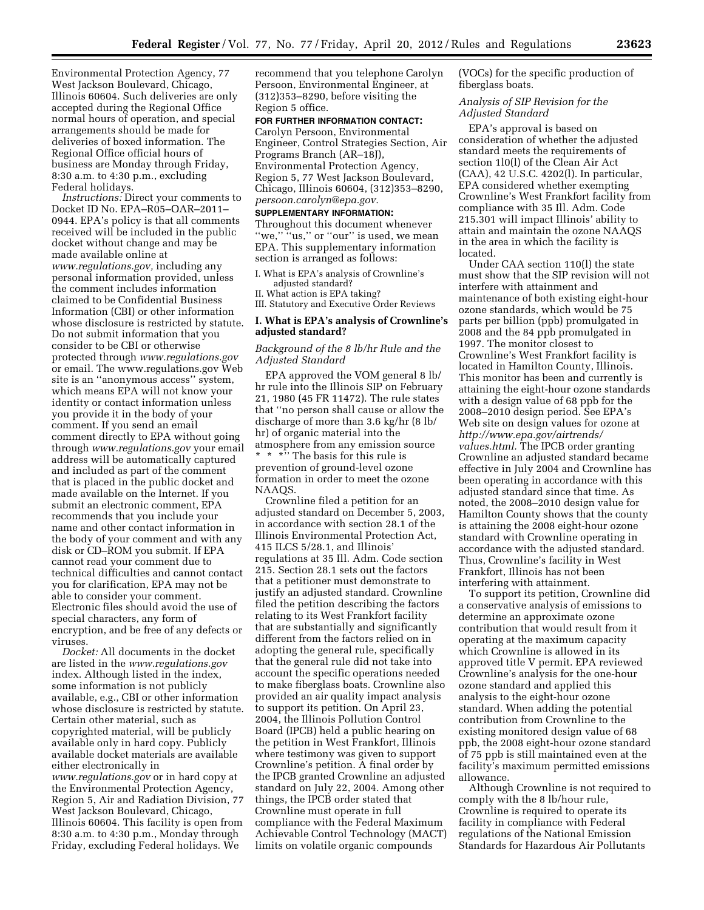Environmental Protection Agency, 77 West Jackson Boulevard, Chicago, Illinois 60604. Such deliveries are only accepted during the Regional Office normal hours of operation, and special arrangements should be made for deliveries of boxed information. The Regional Office official hours of business are Monday through Friday, 8:30 a.m. to 4:30 p.m., excluding Federal holidays.

*Instructions:* Direct your comments to Docket ID No. EPA–R05–OAR–2011–0944. EPA's policy is that all comments received will be included in the public docket without change and may be made available online at *www.regulations.gov,* including any personal information provided, unless the comment includes information claimed to be Confidential Business Information (CBI) or other information whose disclosure is restricted by statute. Do not submit information that you consider to be CBI or otherwise protected through *www.regulations.gov* or email. The www.regulations.gov Web site is an ''anonymous access'' system, which means EPA will not know your identity or contact information unless you provide it in the body of your comment. If you send an email comment directly to EPA without going through *www.regulations.gov* your email address will be automatically captured and included as part of the comment that is placed in the public docket and made available on the Internet. If you submit an electronic comment, EPA recommends that you include your name and other contact information in the body of your comment and with any disk or CD–ROM you submit. If EPA cannot read your comment due to technical difficulties and cannot contact you for clarification, EPA may not be able to consider your comment. Electronic files should avoid the use of special characters, any form of encryption, and be free of any defects or viruses.

*Docket:* All documents in the docket are listed in the *www.regulations.gov* index. Although listed in the index, some information is not publicly available, e.g., CBI or other information whose disclosure is restricted by statute. Certain other material, such as copyrighted material, will be publicly available only in hard copy. Publicly available docket materials are available either electronically in *www.regulations.gov* or in hard copy at the Environmental Protection Agency, Region 5, Air and Radiation Division, 77 West Jackson Boulevard, Chicago, Illinois 60604. This facility is open from 8:30 a.m. to 4:30 p.m., Monday through Friday, excluding Federal holidays. We recommend that you telephone Carolyn Persoon, Environmental Engineer, at (312)353–8290, before visiting the Region 5 office.

**FOR FURTHER INFORMATION CONTACT:** Carolyn Persoon, Environmental Engineer, Control Strategies Section, Air Programs Branch (AR–18J), Environmental Protection Agency, Region 5, 77 West Jackson Boulevard, Chicago, Illinois 60604, (312)353–8290, *persoon.carolyn@epa.gov.*

**SUPPLEMENTARY INFORMATION:** Throughout this document whenever ''we,'' ''us,'' or ''our'' is used, we mean EPA. This supplementary information section is arranged as follows:

I. What is EPA's analysis of Crownline's adjusted standard?
II. What action is EPA taking?
III. Statutory and Executive Order Reviews

## I. What is EPA's analysis of Crownline's adjusted standard?

*Background of the 8 lb/hr Rule and the Adjusted Standard*

EPA approved the VOM general 8 lb/hr rule into the Illinois SIP on February 21, 1980 (45 FR 11472). The rule states that ''no person shall cause or allow the discharge of more than 3.6 kg/hr (8 lb/hr) of organic material into the atmosphere from any emission source * * *'' The basis for this rule is prevention of ground-level ozone formation in order to meet the ozone NAAQS.

Crownline filed a petition for an adjusted standard on December 5, 2003, in accordance with section 28.1 of the Illinois Environmental Protection Act, 415 ILCS 5/28.1, and Illinois' regulations at 35 Ill. Adm. Code section 215. Section 28.1 sets out the factors that a petitioner must demonstrate to justify an adjusted standard. Crownline filed the petition describing the factors relating to its West Frankfort facility that are substantially and significantly different from the factors relied on in adopting the general rule, specifically that the general rule did not take into account the specific operations needed to make fiberglass boats. Crownline also provided an air quality impact analysis to support its petition. On April 23, 2004, the Illinois Pollution Control Board (IPCB) held a public hearing on the petition in West Frankfort, Illinois where testimony was given to support Crownline's petition. A final order by the IPCB granted Crownline an adjusted standard on July 22, 2004. Among other things, the IPCB order stated that Crownline must operate in full compliance with the Federal Maximum Achievable Control Technology (MACT) limits on volatile organic compounds (VOCs) for the specific production of fiberglass boats.

*Analysis of SIP Revision for the Adjusted Standard*

EPA's approval is based on consideration of whether the adjusted standard meets the requirements of section 110(l) of the Clean Air Act (CAA), 42 U.S.C. 4202(l). In particular, EPA considered whether exempting Crownline's West Frankfort facility from compliance with 35 Ill. Adm. Code 215.301 will impact Illinois' ability to attain and maintain the ozone NAAQS in the area in which the facility is located.

Under CAA section 110(l) the state must show that the SIP revision will not interfere with attainment and maintenance of both existing eight-hour ozone standards, which would be 75 parts per billion (ppb) promulgated in 2008 and the 84 ppb promulgated in 1997. The monitor closest to Crownline's West Frankfort facility is located in Hamilton County, Illinois. This monitor has been and currently is attaining the eight-hour ozone standards with a design value of 68 ppb for the 2008–2010 design period. See EPA's Web site on design values for ozone at *http://www.epa.gov/airtrends/values.html.* The IPCB order granting Crownline an adjusted standard became effective in July 2004 and Crownline has been operating in accordance with this adjusted standard since that time. As noted, the 2008–2010 design value for Hamilton County shows that the county is attaining the 2008 eight-hour ozone standard with Crownline operating in accordance with the adjusted standard. Thus, Crownline's facility in West Frankfort, Illinois has not been interfering with attainment.

To support its petition, Crownline did a conservative analysis of emissions to determine an approximate ozone contribution that would result from it operating at the maximum capacity which Crownline is allowed in its approved title V permit. EPA reviewed Crownline's analysis for the one-hour ozone standard and applied this analysis to the eight-hour ozone standard. When adding the potential contribution from Crownline to the existing monitored design value of 68 ppb, the 2008 eight-hour ozone standard of 75 ppb is still maintained even at the facility's maximum permitted emissions allowance.

Although Crownline is not required to comply with the 8 lb/hour rule, Crownline is required to operate its facility in compliance with Federal regulations of the National Emission Standards for Hazardous Air Pollutants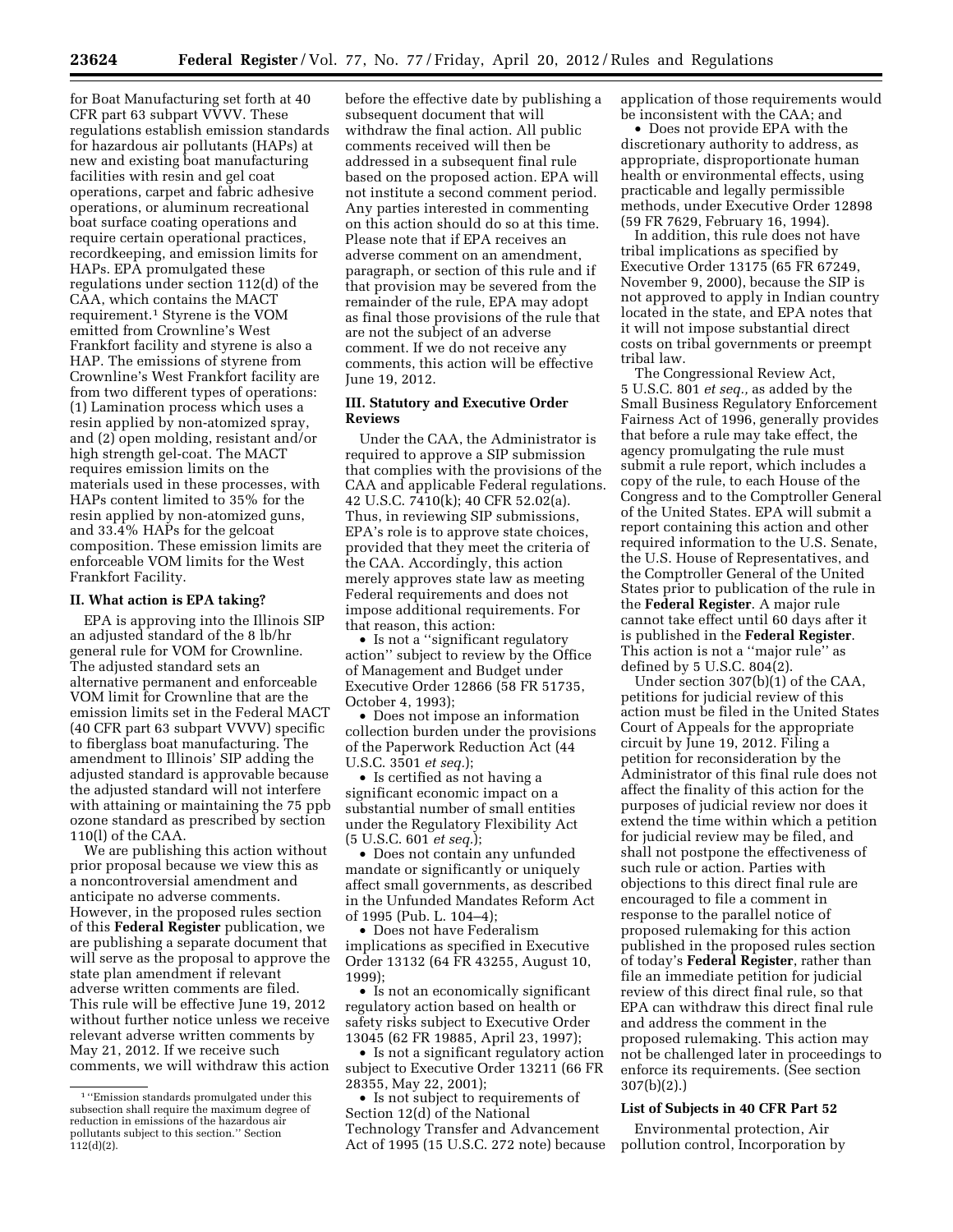for Boat Manufacturing set forth at 40 CFR part 63 subpart VVVV. These regulations establish emission standards for hazardous air pollutants (HAPs) at new and existing boat manufacturing facilities with resin and gel coat operations, carpet and fabric adhesive operations, or aluminum recreational boat surface coating operations and require certain operational practices, recordkeeping, and emission limits for HAPs. EPA promulgated these regulations under section 112(d) of the CAA, which contains the MACT requirement.[1] Styrene is the VOM emitted from Crownline's West Frankfort facility and styrene is also a HAP. The emissions of styrene from Crownline's West Frankfort facility are from two different types of operations: (1) Lamination process which uses a resin applied by non-atomized spray, and (2) open molding, resistant and/or high strength gel-coat. The MACT requires emission limits on the materials used in these processes, with HAPs content limited to 35% for the resin applied by non-atomized guns, and 33.4% HAPs for the gelcoat composition. These emission limits are enforceable VOM limits for the West Frankfort Facility.

## II. What action is EPA taking?

EPA is approving into the Illinois SIP an adjusted standard of the 8 lb/hr general rule for VOM for Crownline. The adjusted standard sets an alternative permanent and enforceable VOM limit for Crownline that are the emission limits set in the Federal MACT (40 CFR part 63 subpart VVVV) specific to fiberglass boat manufacturing. The amendment to Illinois' SIP adding the adjusted standard is approvable because the adjusted standard will not interfere with attaining or maintaining the 75 ppb ozone standard as prescribed by section 110(l) of the CAA.

We are publishing this action without prior proposal because we view this as a noncontroversial amendment and anticipate no adverse comments. However, in the proposed rules section of this **Federal Register** publication, we are publishing a separate document that will serve as the proposal to approve the state plan amendment if relevant adverse written comments are filed. This rule will be effective June 19, 2012 without further notice unless we receive relevant adverse written comments by May 21, 2012. If we receive such comments, we will withdraw this action before the effective date by publishing a subsequent document that will withdraw the final action. All public comments received will then be addressed in a subsequent final rule based on the proposed action. EPA will not institute a second comment period. Any parties interested in commenting on this action should do so at this time. Please note that if EPA receives an adverse comment on an amendment, paragraph, or section of this rule and if that provision may be severed from the remainder of the rule, EPA may adopt as final those provisions of the rule that are not the subject of an adverse comment. If we do not receive any comments, this action will be effective June 19, 2012.

## III. Statutory and Executive Order Reviews

Under the CAA, the Administrator is required to approve a SIP submission that complies with the provisions of the CAA and applicable Federal regulations. 42 U.S.C. 7410(k); 40 CFR 52.02(a). Thus, in reviewing SIP submissions, EPA's role is to approve state choices, provided that they meet the criteria of the CAA. Accordingly, this action merely approves state law as meeting Federal requirements and does not impose additional requirements. For that reason, this action:

- Is not a ''significant regulatory action'' subject to review by the Office of Management and Budget under Executive Order 12866 (58 FR 51735, October 4, 1993);
- Does not impose an information collection burden under the provisions of the Paperwork Reduction Act (44 U.S.C. 3501 *et seq.*);
- Is certified as not having a significant economic impact on a substantial number of small entities under the Regulatory Flexibility Act (5 U.S.C. 601 *et seq.*);
- Does not contain any unfunded mandate or significantly or uniquely affect small governments, as described in the Unfunded Mandates Reform Act of 1995 (Pub. L. 104–4);
- Does not have Federalism implications as specified in Executive Order 13132 (64 FR 43255, August 10, 1999);
- Is not an economically significant regulatory action based on health or safety risks subject to Executive Order 13045 (62 FR 19885, April 23, 1997);
- Is not a significant regulatory action subject to Executive Order 13211 (66 FR 28355, May 22, 2001);
- Is not subject to requirements of Section 12(d) of the National Technology Transfer and Advancement Act of 1995 (15 U.S.C. 272 note) because application of those requirements would be inconsistent with the CAA; and
- Does not provide EPA with the discretionary authority to address, as appropriate, disproportionate human health or environmental effects, using practicable and legally permissible methods, under Executive Order 12898 (59 FR 7629, February 16, 1994).

In addition, this rule does not have tribal implications as specified by Executive Order 13175 (65 FR 67249, November 9, 2000), because the SIP is not approved to apply in Indian country located in the state, and EPA notes that it will not impose substantial direct costs on tribal governments or preempt tribal law.

The Congressional Review Act, 5 U.S.C. 801 *et seq.*, as added by the Small Business Regulatory Enforcement Fairness Act of 1996, generally provides that before a rule may take effect, the agency promulgating the rule must submit a rule report, which includes a copy of the rule, to each House of the Congress and to the Comptroller General of the United States. EPA will submit a report containing this action and other required information to the U.S. Senate, the U.S. House of Representatives, and the Comptroller General of the United States prior to publication of the rule in the **Federal Register**. A major rule cannot take effect until 60 days after it is published in the **Federal Register**. This action is not a ''major rule'' as defined by 5 U.S.C. 804(2).

Under section 307(b)(1) of the CAA, petitions for judicial review of this action must be filed in the United States Court of Appeals for the appropriate circuit by June 19, 2012. Filing a petition for reconsideration by the Administrator of this final rule does not affect the finality of this action for the purposes of judicial review nor does it extend the time within which a petition for judicial review may be filed, and shall not postpone the effectiveness of such rule or action. Parties with objections to this direct final rule are encouraged to file a comment in response to the parallel notice of proposed rulemaking for this action published in the proposed rules section of today's **Federal Register**, rather than file an immediate petition for judicial review of this direct final rule, so that EPA can withdraw this direct final rule and address the comment in the proposed rulemaking. This action may not be challenged later in proceedings to enforce its requirements. (See section 307(b)(2).)

### List of Subjects in 40 CFR Part 52

Environmental protection, Air pollution control, Incorporation by

---

[1] ''Emission standards promulgated under this subsection shall require the maximum degree of reduction in emissions of the hazardous air pollutants subject to this section.'' Section 112(d)(2).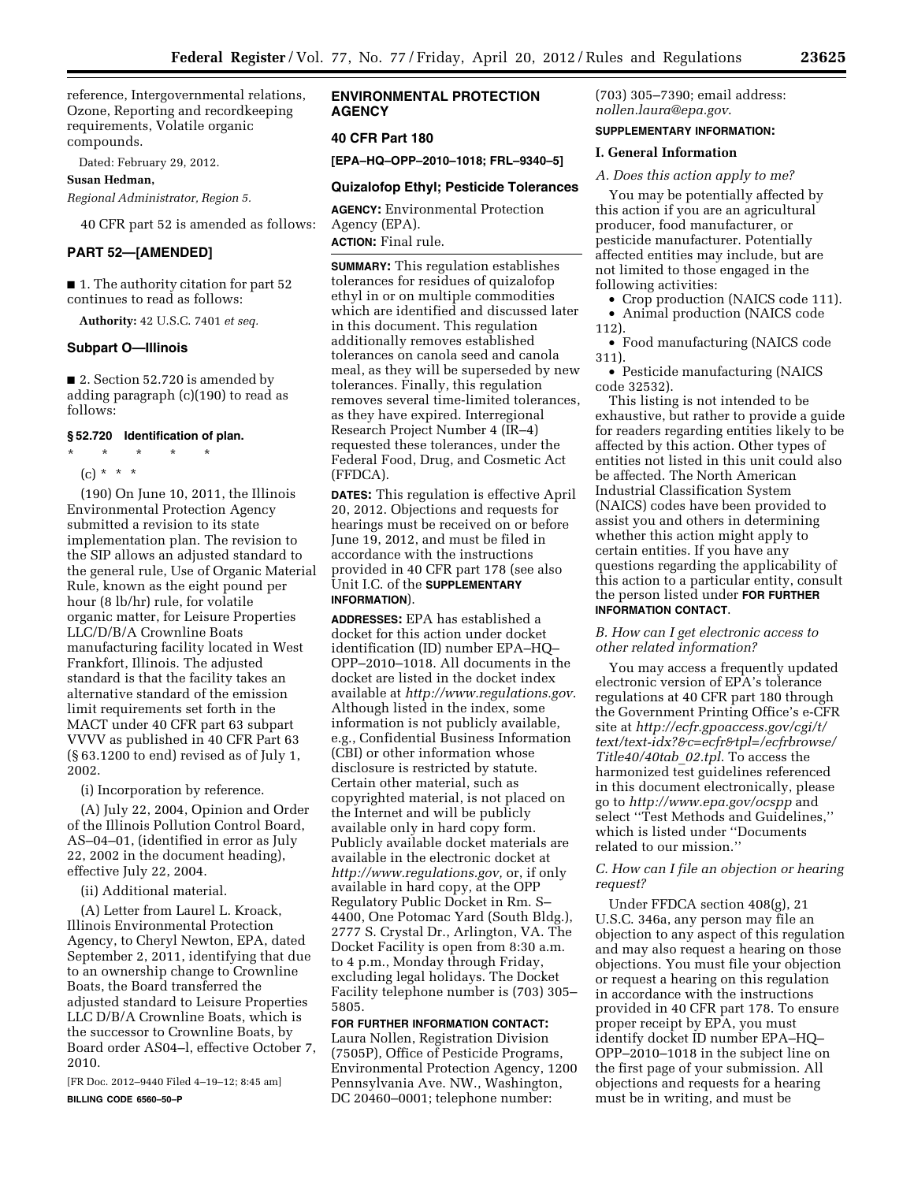reference, Intergovernmental relations, Ozone, Reporting and recordkeeping requirements, Volatile organic compounds.

Dated: February 29, 2012.

**Susan Hedman,**

*Regional Administrator, Region 5.*

40 CFR part 52 is amended as follows:

## PART 52—[AMENDED]

■ 1. The authority citation for part 52 continues to read as follows:

**Authority:** 42 U.S.C. 7401 *et seq.*

### Subpart O—Illinois

■ 2. Section 52.720 is amended by adding paragraph (c)(190) to read as follows:

#### § 52.720 Identification of plan.

\* \* \* \* \*

(c) \* \* \*

(190) On June 10, 2011, the Illinois Environmental Protection Agency submitted a revision to its state implementation plan. The revision to the SIP allows an adjusted standard to the general rule, Use of Organic Material Rule, known as the eight pound per hour (8 lb/hr) rule, for volatile organic matter, for Leisure Properties LLC/D/B/A Crownline Boats manufacturing facility located in West Frankfort, Illinois. The adjusted standard is that the facility takes an alternative standard of the emission limit requirements set forth in the MACT under 40 CFR part 63 subpart VVVV as published in 40 CFR Part 63 (§ 63.1200 to end) revised as of July 1, 2002.

(i) Incorporation by reference.

(A) July 22, 2004, Opinion and Order of the Illinois Pollution Control Board, AS–04–01, (identified in error as July 22, 2002 in the document heading), effective July 22, 2004.

(ii) Additional material.

(A) Letter from Laurel L. Kroack, Illinois Environmental Protection Agency, to Cheryl Newton, EPA, dated September 2, 2011, identifying that due to an ownership change to Crownline Boats, the Board transferred the adjusted standard to Leisure Properties LLC D/B/A Crownline Boats, which is the successor to Crownline Boats, by Board order AS04–l, effective October 7, 2010.

[FR Doc. 2012–9440 Filed 4–19–12; 8:45 am]

**BILLING CODE 6560–50–P**

## ENVIRONMENTAL PROTECTION AGENCY

### 40 CFR Part 180

**[EPA–HQ–OPP–2010–1018; FRL–9340–5]**

### Quizalofop Ethyl; Pesticide Tolerances

**AGENCY:** Environmental Protection Agency (EPA).

**ACTION:** Final rule.

**SUMMARY:** This regulation establishes tolerances for residues of quizalofop ethyl in or on multiple commodities which are identified and discussed later in this document. This regulation additionally removes established tolerances on canola seed and canola meal, as they will be superseded by new tolerances. Finally, this regulation removes several time-limited tolerances, as they have expired. Interregional Research Project Number 4 (IR–4) requested these tolerances, under the Federal Food, Drug, and Cosmetic Act (FFDCA).

**DATES:** This regulation is effective April 20, 2012. Objections and requests for hearings must be received on or before June 19, 2012, and must be filed in accordance with the instructions provided in 40 CFR part 178 (see also Unit I.C. of the **SUPPLEMENTARY INFORMATION**).

**ADDRESSES:** EPA has established a docket for this action under docket identification (ID) number EPA–HQ–OPP–2010–1018. All documents in the docket are listed in the docket index available at *http://www.regulations.gov*. Although listed in the index, some information is not publicly available, e.g., Confidential Business Information (CBI) or other information whose disclosure is restricted by statute. Certain other material, such as copyrighted material, is not placed on the Internet and will be publicly available only in hard copy form. Publicly available docket materials are available in the electronic docket at *http://www.regulations.gov,* or, if only available in hard copy, at the OPP Regulatory Public Docket in Rm. S–4400, One Potomac Yard (South Bldg.), 2777 S. Crystal Dr., Arlington, VA. The Docket Facility is open from 8:30 a.m. to 4 p.m., Monday through Friday, excluding legal holidays. The Docket Facility telephone number is (703) 305–5805.

**FOR FURTHER INFORMATION CONTACT:** Laura Nollen, Registration Division (7505P), Office of Pesticide Programs, Environmental Protection Agency, 1200 Pennsylvania Ave. NW., Washington, DC 20460–0001; telephone number: (703) 305–7390; email address: *nollen.laura@epa.gov*.

**SUPPLEMENTARY INFORMATION:**

### I. General Information

*A. Does this action apply to me?*

You may be potentially affected by this action if you are an agricultural producer, food manufacturer, or pesticide manufacturer. Potentially affected entities may include, but are not limited to those engaged in the following activities:

- Crop production (NAICS code 111).
- Animal production (NAICS code 112).
- Food manufacturing (NAICS code 311).
- Pesticide manufacturing (NAICS code 32532).

This listing is not intended to be exhaustive, but rather to provide a guide for readers regarding entities likely to be affected by this action. Other types of entities not listed in this unit could also be affected. The North American Industrial Classification System (NAICS) codes have been provided to assist you and others in determining whether this action might apply to certain entities. If you have any questions regarding the applicability of this action to a particular entity, consult the person listed under **FOR FURTHER INFORMATION CONTACT**.

*B. How can I get electronic access to other related information?*

You may access a frequently updated electronic version of EPA's tolerance regulations at 40 CFR part 180 through the Government Printing Office's e-CFR site at *http://ecfr.gpoaccess.gov/cgi/t/text/text-idx?&c=ecfr&tpl=/ecfrbrowse/Title40/40tab_02.tpl*. To access the harmonized test guidelines referenced in this document electronically, please go to *http://www.epa.gov/ocspp* and select ''Test Methods and Guidelines,'' which is listed under ''Documents related to our mission.''

*C. How can I file an objection or hearing request?*

Under FFDCA section 408(g), 21 U.S.C. 346a, any person may file an objection to any aspect of this regulation and may also request a hearing on those objections. You must file your objection or request a hearing on this regulation in accordance with the instructions provided in 40 CFR part 178. To ensure proper receipt by EPA, you must identify docket ID number EPA–HQ–OPP–2010–1018 in the subject line on the first page of your submission. All objections and requests for a hearing must be in writing, and must be